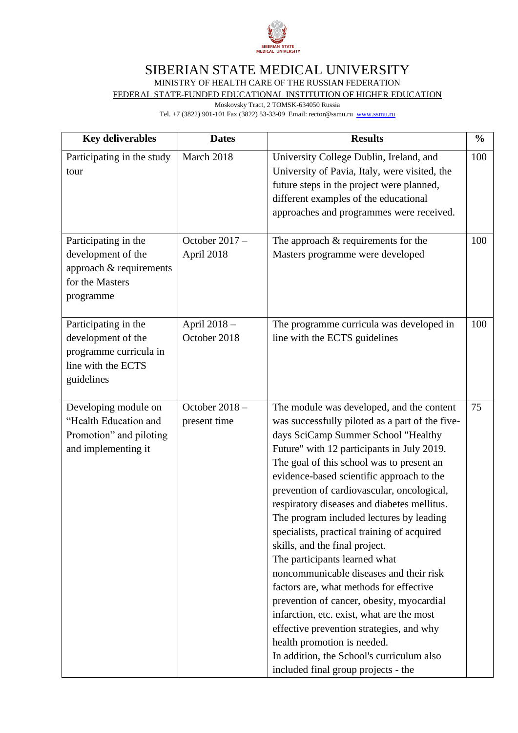# SIBERIAN STATE MEDICAL UNIVERSITY

MINISTRY OF HEALTH CARE OF THE RUSSIAN FEDERATION

FEDERAL STATE-FUNDED EDUCATIONAL INSTITUTION OF HIGHER EDUCATION

Moskovsky Tract, 2 TOMSK-634050 Russia

Tel. +7 (3822) 901-101 Fax (3822) 53-33-09 Email: rector@ssmu.ru www.ssmu.ru

| Key deliverables | Dates | Results | % |
|---|---|---|---|
| Participating in the study tour | March 2018 | University College Dublin, Ireland, and University of Pavia, Italy, were visited, the future steps in the project were planned, different examples of the educational approaches and programmes were received. | 100 |
| Participating in the development of the approach & requirements for the Masters programme | October 2017 – April 2018 | The approach & requirements for the Masters programme were developed | 100 |
| Participating in the development of the programme curricula in line with the ECTS guidelines | April 2018 – October 2018 | The programme curricula was developed in line with the ECTS guidelines | 100 |
| Developing module on "Health Education and Promotion" and piloting and implementing it | October 2018 – present time | The module was developed, and the content was successfully piloted as a part of the five-days SciCamp Summer School "Healthy Future" with 12 participants in July 2019. The goal of this school was to present an evidence-based scientific approach to the prevention of cardiovascular, oncological, respiratory diseases and diabetes mellitus. The program included lectures by leading specialists, practical training of acquired skills, and the final project. The participants learned what noncommunicable diseases and their risk factors are, what methods for effective prevention of cancer, obesity, myocardial infarction, etc. exist, what are the most effective prevention strategies, and why health promotion is needed. In addition, the School's curriculum also included final group projects - the | 75 |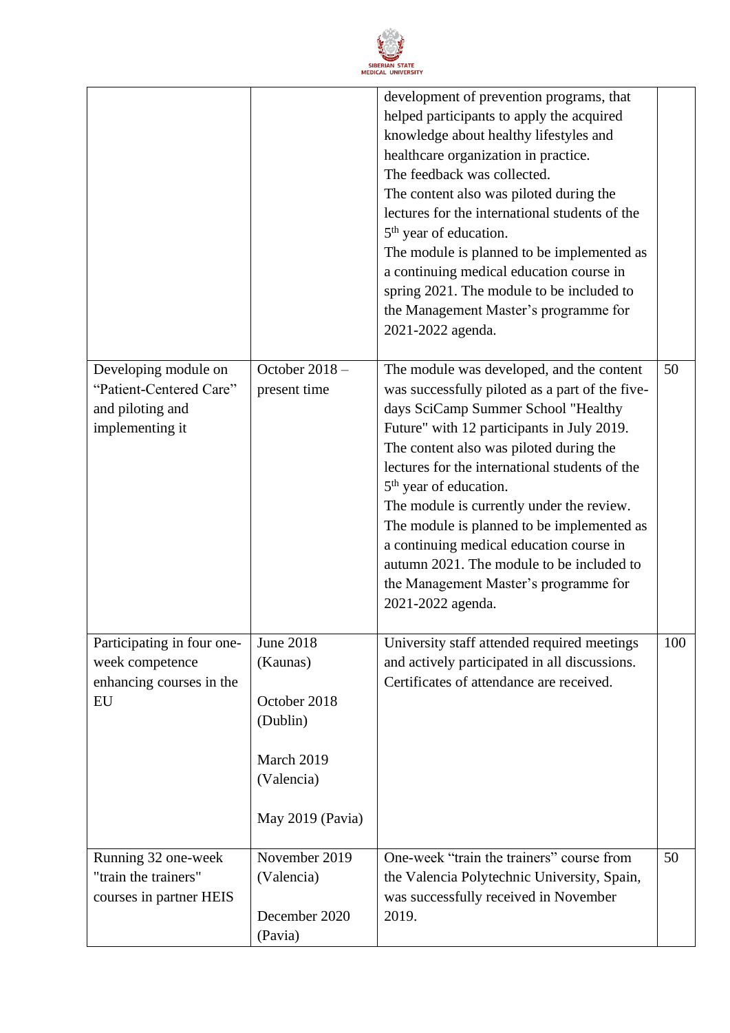| | | | |
|---|---|---|---|
| | | development of prevention programs, that helped participants to apply the acquired knowledge about healthy lifestyles and healthcare organization in practice.<br>The feedback was collected.<br>The content also was piloted during the lectures for the international students of the 5th year of education.<br>The module is planned to be implemented as a continuing medical education course in spring 2021. The module to be included to the Management Master's programme for 2021-2022 agenda. | |
| Developing module on "Patient-Centered Care" and piloting and implementing it | October 2018 – present time | The module was developed, and the content was successfully piloted as a part of the five-days SciCamp Summer School "Healthy Future" with 12 participants in July 2019.<br>The content also was piloted during the lectures for the international students of the 5th year of education.<br>The module is currently under the review.<br>The module is planned to be implemented as a continuing medical education course in autumn 2021. The module to be included to the Management Master's programme for 2021-2022 agenda. | 50 |
| Participating in four one-week competence enhancing courses in the EU | June 2018 (Kaunas)<br><br>October 2018 (Dublin)<br><br>March 2019 (Valencia)<br><br>May 2019 (Pavia) | University staff attended required meetings and actively participated in all discussions. Certificates of attendance are received. | 100 |
| Running 32 one-week "train the trainers" courses in partner HEIS | November 2019 (Valencia)<br><br>December 2020 (Pavia) | One-week "train the trainers" course from the Valencia Polytechnic University, Spain, was successfully received in November 2019. | 50 |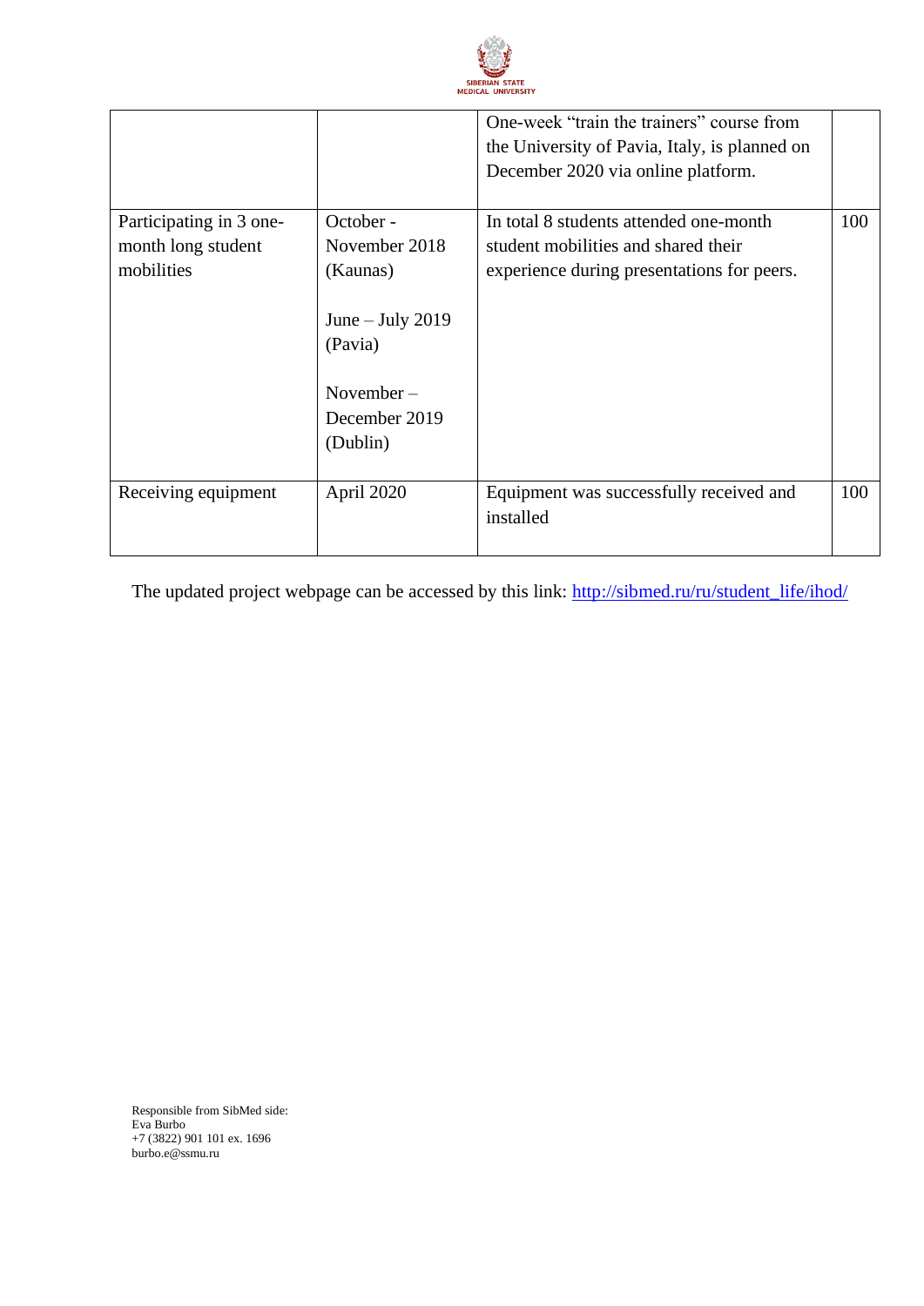| | | | |
|---|---|---|---|
| | | One-week "train the trainers" course from the University of Pavia, Italy, is planned on December 2020 via online platform. | |
| Participating in 3 one-month long student mobilities | October - November 2018 (Kaunas)<br><br>June – July 2019 (Pavia)<br><br>November – December 2019 (Dublin) | In total 8 students attended one-month student mobilities and shared their experience during presentations for peers. | 100 |
| Receiving equipment | April 2020 | Equipment was successfully received and installed | 100 |

The updated project webpage can be accessed by this link: http://sibmed.ru/ru/student_life/ihod/

Responsible from SibMed side:
Eva Burbo
+7 (3822) 901 101 ex. 1696
burbo.e@ssmu.ru